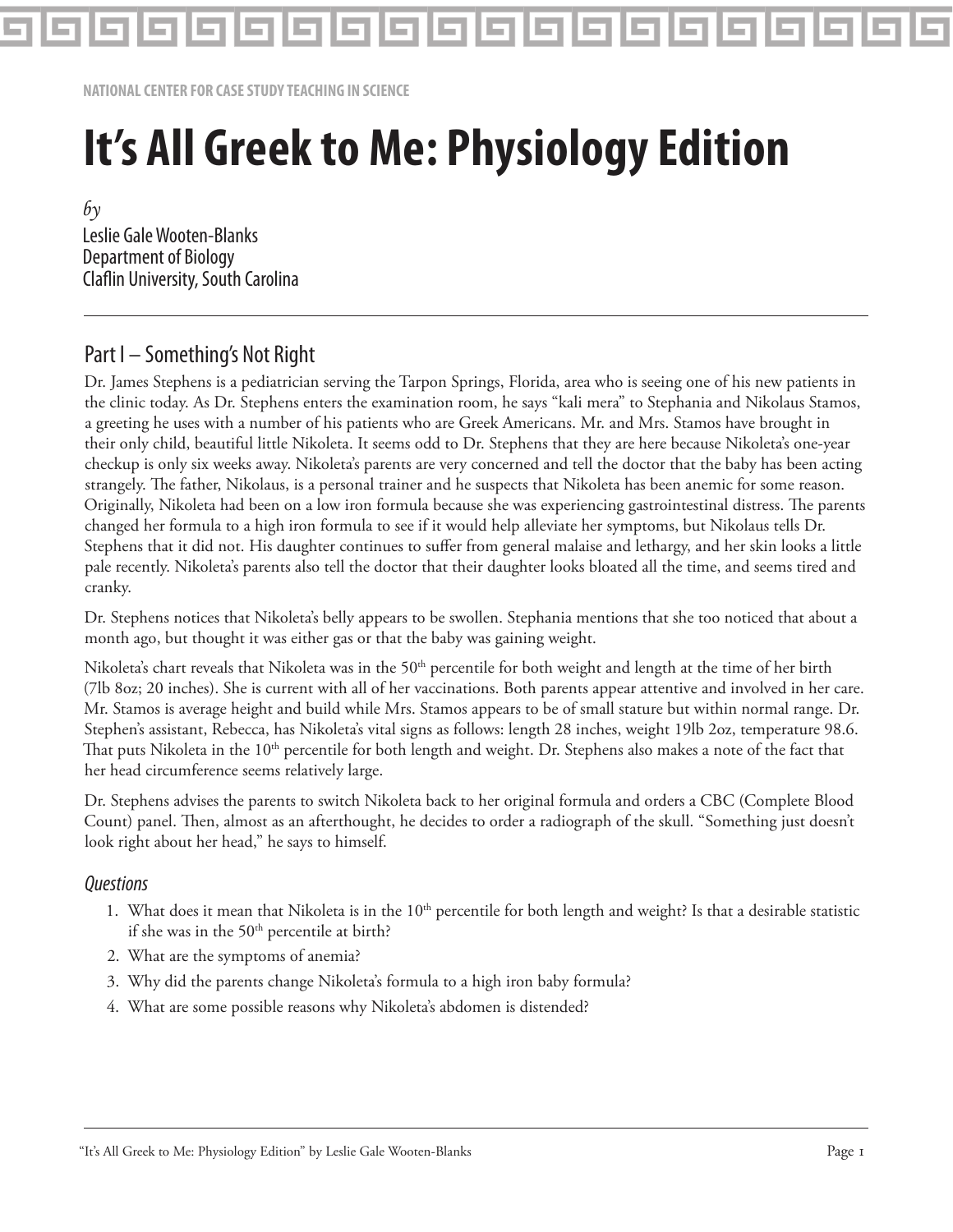NATIONAL CENTER FOR CASE STUDY TEACHING IN SCIENCE

# It's All Greek to Me: Physiology Edition

*by*
Leslie Gale Wooten-Blanks
Department of Biology
Claflin University, South Carolina

---

## Part I – Something's Not Right

Dr. James Stephens is a pediatrician serving the Tarpon Springs, Florida, area who is seeing one of his new patients in the clinic today. As Dr. Stephens enters the examination room, he says "kali mera" to Stephania and Nikolaus Stamos, a greeting he uses with a number of his patients who are Greek Americans. Mr. and Mrs. Stamos have brought in their only child, beautiful little Nikoleta. It seems odd to Dr. Stephens that they are here because Nikoleta's one-year checkup is only six weeks away. Nikoleta's parents are very concerned and tell the doctor that the baby has been acting strangely. The father, Nikolaus, is a personal trainer and he suspects that Nikoleta has been anemic for some reason. Originally, Nikoleta had been on a low iron formula because she was experiencing gastrointestinal distress. The parents changed her formula to a high iron formula to see if it would help alleviate her symptoms, but Nikolaus tells Dr. Stephens that it did not. His daughter continues to suffer from general malaise and lethargy, and her skin looks a little pale recently. Nikoleta's parents also tell the doctor that their daughter looks bloated all the time, and seems tired and cranky.

Dr. Stephens notices that Nikoleta's belly appears to be swollen. Stephania mentions that she too noticed that about a month ago, but thought it was either gas or that the baby was gaining weight.

Nikoleta's chart reveals that Nikoleta was in the 50th percentile for both weight and length at the time of her birth (7lb 8oz; 20 inches). She is current with all of her vaccinations. Both parents appear attentive and involved in her care. Mr. Stamos is average height and build while Mrs. Stamos appears to be of small stature but within normal range. Dr. Stephen's assistant, Rebecca, has Nikoleta's vital signs as follows: length 28 inches, weight 19lb 2oz, temperature 98.6. That puts Nikoleta in the 10th percentile for both length and weight. Dr. Stephens also makes a note of the fact that her head circumference seems relatively large.

Dr. Stephens advises the parents to switch Nikoleta back to her original formula and orders a CBC (Complete Blood Count) panel. Then, almost as an afterthought, he decides to order a radiograph of the skull. "Something just doesn't look right about her head," he says to himself.

### *Questions*

1. What does it mean that Nikoleta is in the 10th percentile for both length and weight? Is that a desirable statistic if she was in the 50th percentile at birth?
2. What are the symptoms of anemia?
3. Why did the parents change Nikoleta's formula to a high iron baby formula?
4. What are some possible reasons why Nikoleta's abdomen is distended?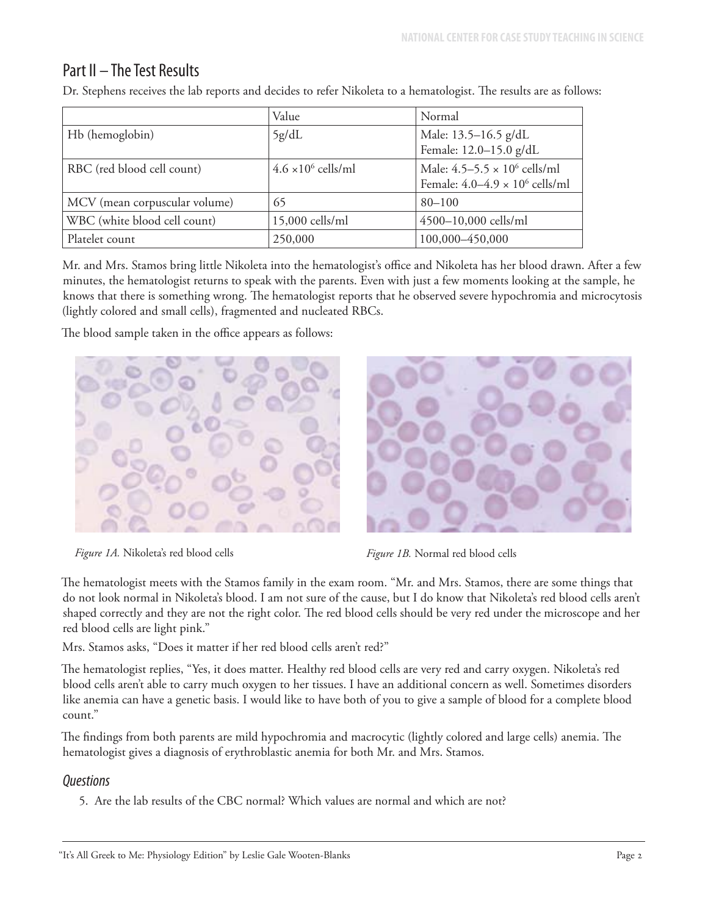## Part II – The Test Results

Dr. Stephens receives the lab reports and decides to refer Nikoleta to a hematologist. The results are as follows:

| | Value | Normal |
|---|---|---|
| Hb (hemoglobin) | 5g/dL | Male: 13.5–16.5 g/dL<br>Female: 12.0–15.0 g/dL |
| RBC (red blood cell count) | $4.6 \times 10^6$ cells/ml | Male: 4.5–5.5 $\times 10^6$ cells/ml<br>Female: 4.0–4.9 $\times 10^6$ cells/ml |
| MCV (mean corpuscular volume) | 65 | 80–100 |
| WBC (white blood cell count) | 15,000 cells/ml | 4500–10,000 cells/ml |
| Platelet count | 250,000 | 100,000–450,000 |

Mr. and Mrs. Stamos bring little Nikoleta into the hematologist's office and Nikoleta has her blood drawn. After a few minutes, the hematologist returns to speak with the parents. Even with just a few moments looking at the sample, he knows that there is something wrong. The hematologist reports that he observed severe hypochromia and microcytosis (lightly colored and small cells), fragmented and nucleated RBCs.

The blood sample taken in the office appears as follows:

*Figure 1A.* Nikoleta's red blood cells

*Figure 1B.* Normal red blood cells

The hematologist meets with the Stamos family in the exam room. "Mr. and Mrs. Stamos, there are some things that do not look normal in Nikoleta's blood. I am not sure of the cause, but I do know that Nikoleta's red blood cells aren't shaped correctly and they are not the right color. The red blood cells should be very red under the microscope and her red blood cells are light pink."

Mrs. Stamos asks, "Does it matter if her red blood cells aren't red?"

The hematologist replies, "Yes, it does matter. Healthy red blood cells are very red and carry oxygen. Nikoleta's red blood cells aren't able to carry much oxygen to her tissues. I have an additional concern as well. Sometimes disorders like anemia can have a genetic basis. I would like to have both of you to give a sample of blood for a complete blood count."

The findings from both parents are mild hypochromia and macrocytic (lightly colored and large cells) anemia. The hematologist gives a diagnosis of erythroblastic anemia for both Mr. and Mrs. Stamos.

### *Questions*

5. Are the lab results of the CBC normal? Which values are normal and which are not?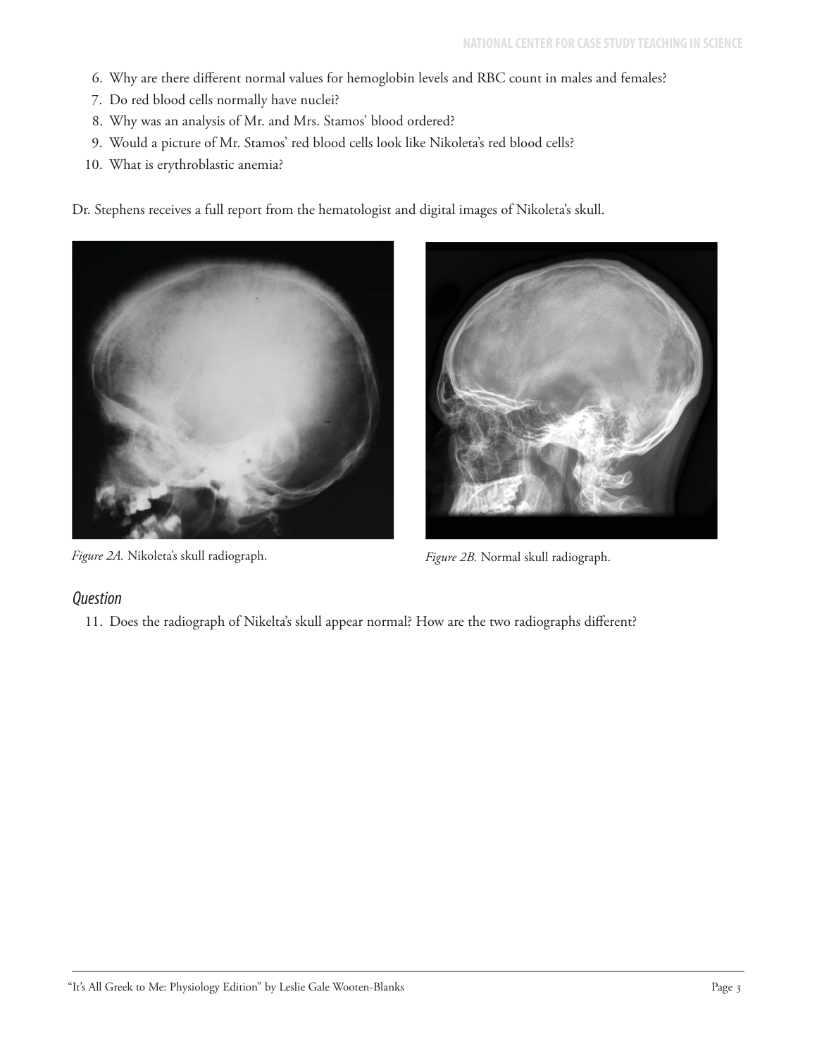6. Why are there different normal values for hemoglobin levels and RBC count in males and females?
7. Do red blood cells normally have nuclei?
8. Why was an analysis of Mr. and Mrs. Stamos' blood ordered?
9. Would a picture of Mr. Stamos' red blood cells look like Nikoleta's red blood cells?
10. What is erythroblastic anemia?

Dr. Stephens receives a full report from the hematologist and digital images of Nikoleta's skull.

*Figure 2A.* Nikoleta's skull radiograph.

*Figure 2B.* Normal skull radiograph.

## *Question*

11. Does the radiograph of Nikelta's skull appear normal? How are the two radiographs different?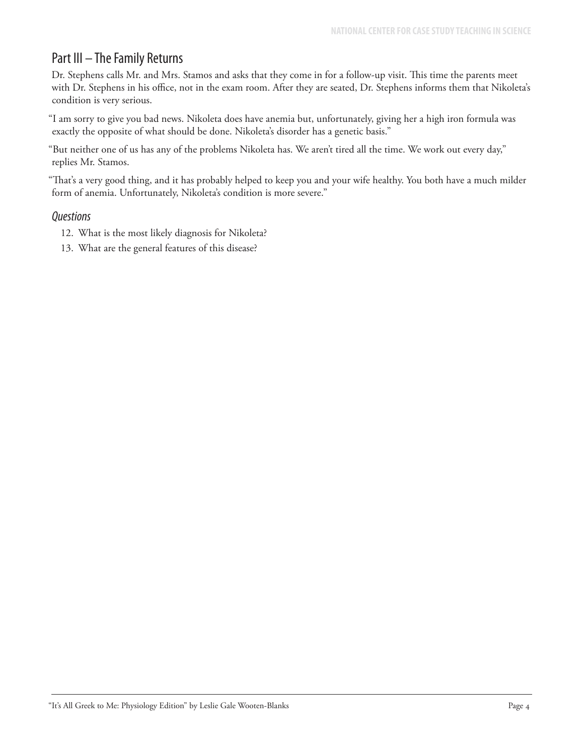## Part III – The Family Returns

Dr. Stephens calls Mr. and Mrs. Stamos and asks that they come in for a follow-up visit. This time the parents meet with Dr. Stephens in his office, not in the exam room. After they are seated, Dr. Stephens informs them that Nikoleta's condition is very serious.

"I am sorry to give you bad news. Nikoleta does have anemia but, unfortunately, giving her a high iron formula was exactly the opposite of what should be done. Nikoleta's disorder has a genetic basis."

"But neither one of us has any of the problems Nikoleta has. We aren't tired all the time. We work out every day," replies Mr. Stamos.

"That's a very good thing, and it has probably helped to keep you and your wife healthy. You both have a much milder form of anemia. Unfortunately, Nikoleta's condition is more severe."

### *Questions*

12. What is the most likely diagnosis for Nikoleta?
13. What are the general features of this disease?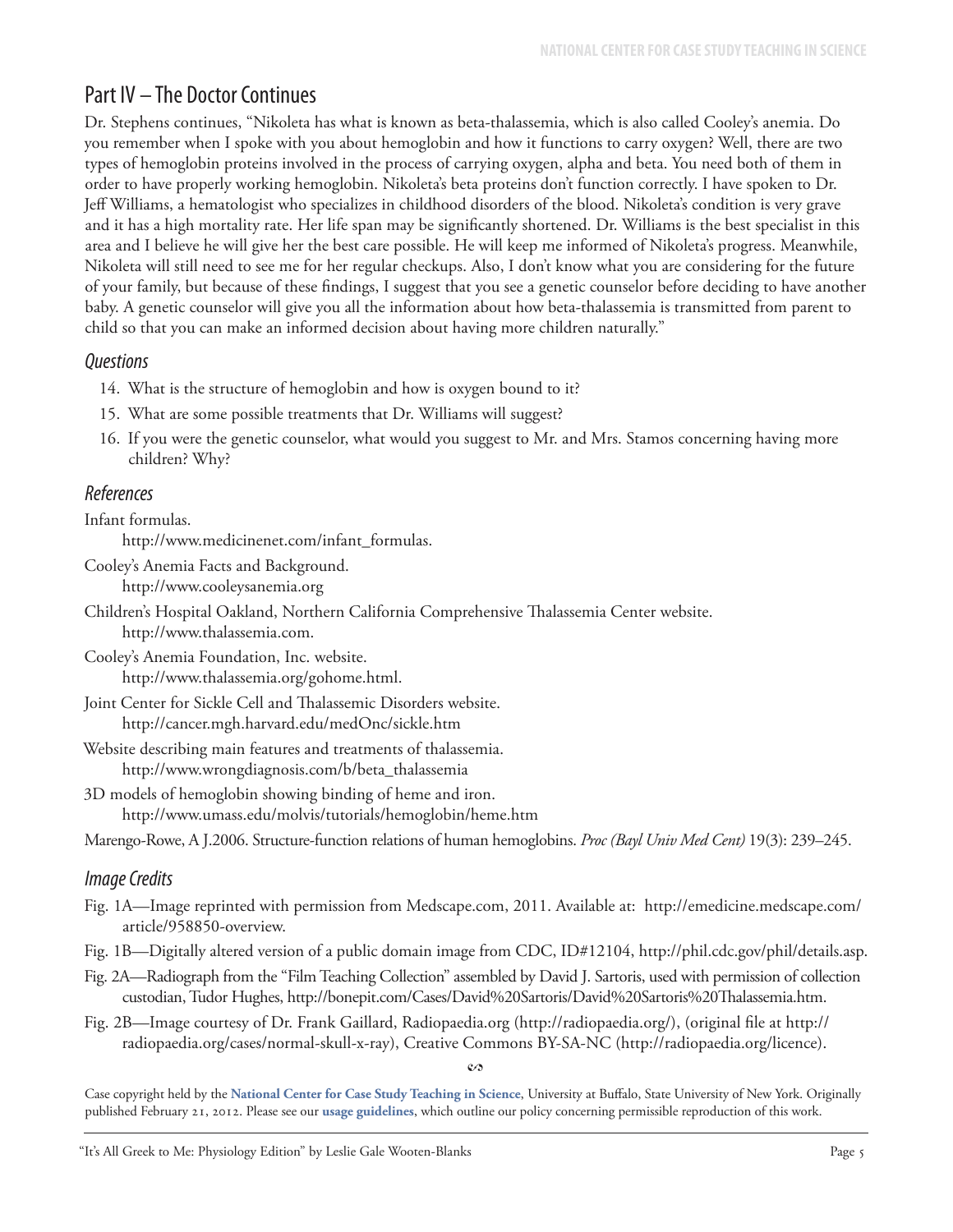## Part IV – The Doctor Continues

Dr. Stephens continues, "Nikoleta has what is known as beta-thalassemia, which is also called Cooley's anemia. Do you remember when I spoke with you about hemoglobin and how it functions to carry oxygen? Well, there are two types of hemoglobin proteins involved in the process of carrying oxygen, alpha and beta. You need both of them in order to have properly working hemoglobin. Nikoleta's beta proteins don't function correctly. I have spoken to Dr. Jeff Williams, a hematologist who specializes in childhood disorders of the blood. Nikoleta's condition is very grave and it has a high mortality rate. Her life span may be significantly shortened. Dr. Williams is the best specialist in this area and I believe he will give her the best care possible. He will keep me informed of Nikoleta's progress. Meanwhile, Nikoleta will still need to see me for her regular checkups. Also, I don't know what you are considering for the future of your family, but because of these findings, I suggest that you see a genetic counselor before deciding to have another baby. A genetic counselor will give you all the information about how beta-thalassemia is transmitted from parent to child so that you can make an informed decision about having more children naturally."

### *Questions*

14. What is the structure of hemoglobin and how is oxygen bound to it?
15. What are some possible treatments that Dr. Williams will suggest?
16. If you were the genetic counselor, what would you suggest to Mr. and Mrs. Stamos concerning having more children? Why?

### *References*

Infant formulas.
http://www.medicinenet.com/infant_formulas.

Cooley's Anemia Facts and Background.
http://www.cooleysanemia.org

Children's Hospital Oakland, Northern California Comprehensive Thalassemia Center website.
http://www.thalassemia.com.

Cooley's Anemia Foundation, Inc. website.
http://www.thalassemia.org/gohome.html.

Joint Center for Sickle Cell and Thalassemic Disorders website.
http://cancer.mgh.harvard.edu/medOnc/sickle.htm

Website describing main features and treatments of thalassemia.
http://www.wrongdiagnosis.com/b/beta_thalassemia

3D models of hemoglobin showing binding of heme and iron.
http://www.umass.edu/molvis/tutorials/hemoglobin/heme.htm

Marengo-Rowe, A J.2006. Structure-function relations of human hemoglobins. *Proc (Bayl Univ Med Cent)* 19(3): 239–245.

### *Image Credits*

Fig. 1A—Image reprinted with permission from Medscape.com, 2011. Available at: http://emedicine.medscape.com/article/958850-overview.

Fig. 1B—Digitally altered version of a public domain image from CDC, ID#12104, http://phil.cdc.gov/phil/details.asp.

Fig. 2A—Radiograph from the "Film Teaching Collection" assembled by David J. Sartoris, used with permission of collection custodian, Tudor Hughes, http://bonepit.com/Cases/David%20Sartoris/David%20Sartoris%20Thalassemia.htm.

Fig. 2B—Image courtesy of Dr. Frank Gaillard, Radiopaedia.org (http://radiopaedia.org/), (original file at http://radiopaedia.org/cases/normal-skull-x-ray), Creative Commons BY-SA-NC (http://radiopaedia.org/licence).

Case copyright held by the **National Center for Case Study Teaching in Science**, University at Buffalo, State University of New York. Originally published February 21, 2012. Please see our **usage guidelines**, which outline our policy concerning permissible reproduction of this work.